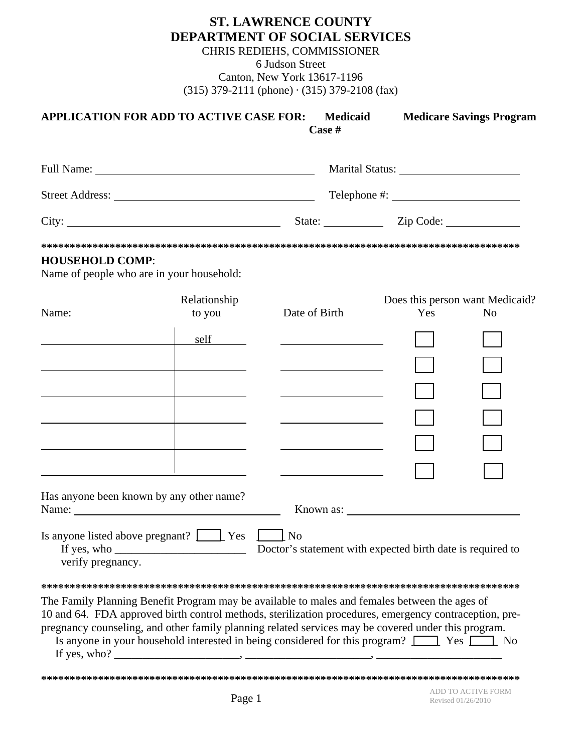# ST. LAWRENCE COUNTY
# DEPARTMENT OF SOCIAL SERVICES

CHRIS REDIEHS, COMMISSIONER
6 Judson Street
Canton, New York 13617-1196
(315) 379-2111 (phone) · (315) 379-2108 (fax)

**APPLICATION FOR ADD TO ACTIVE CASE FOR: Medicaid Medicare Savings Program**
**Case #**

Full Name: ______________________ Marital Status: ______________________

Street Address: ______________________ Telephone #: ______________________

City: ______________________ State: __________ Zip Code: ____________

**************************************************************************************

**HOUSEHOLD COMP**:
Name of people who are in your household:

| Name: | Relationship to you | Date of Birth | Does this person want Medicaid? Yes | No |
|---|---|---|---|---|
| | self | | ☐ | ☐ |
| | | | ☐ | ☐ |
| | | | ☐ | ☐ |
| | | | ☐ | ☐ |
| | | | ☐ | ☐ |
| | | | ☐ | ☐ |

Has anyone been known by any other name?
Name: ______________________ Known as: ______________________

Is anyone listed above pregnant? ☐ Yes ☐ No
If yes, who ______________________ Doctor's statement with expected birth date is required to verify pregnancy.

**************************************************************************************

The Family Planning Benefit Program may be available to males and females between the ages of 10 and 64. FDA approved birth control methods, sterilization procedures, emergency contraception, pre-pregnancy counseling, and other family planning related services may be covered under this program.
Is anyone in your household interested in being considered for this program? ☐ Yes ☐ No
If yes, who? ______________________, ______________________, ______________________

**************************************************************************************

ADD TO ACTIVE FORM
Revised 01/26/2010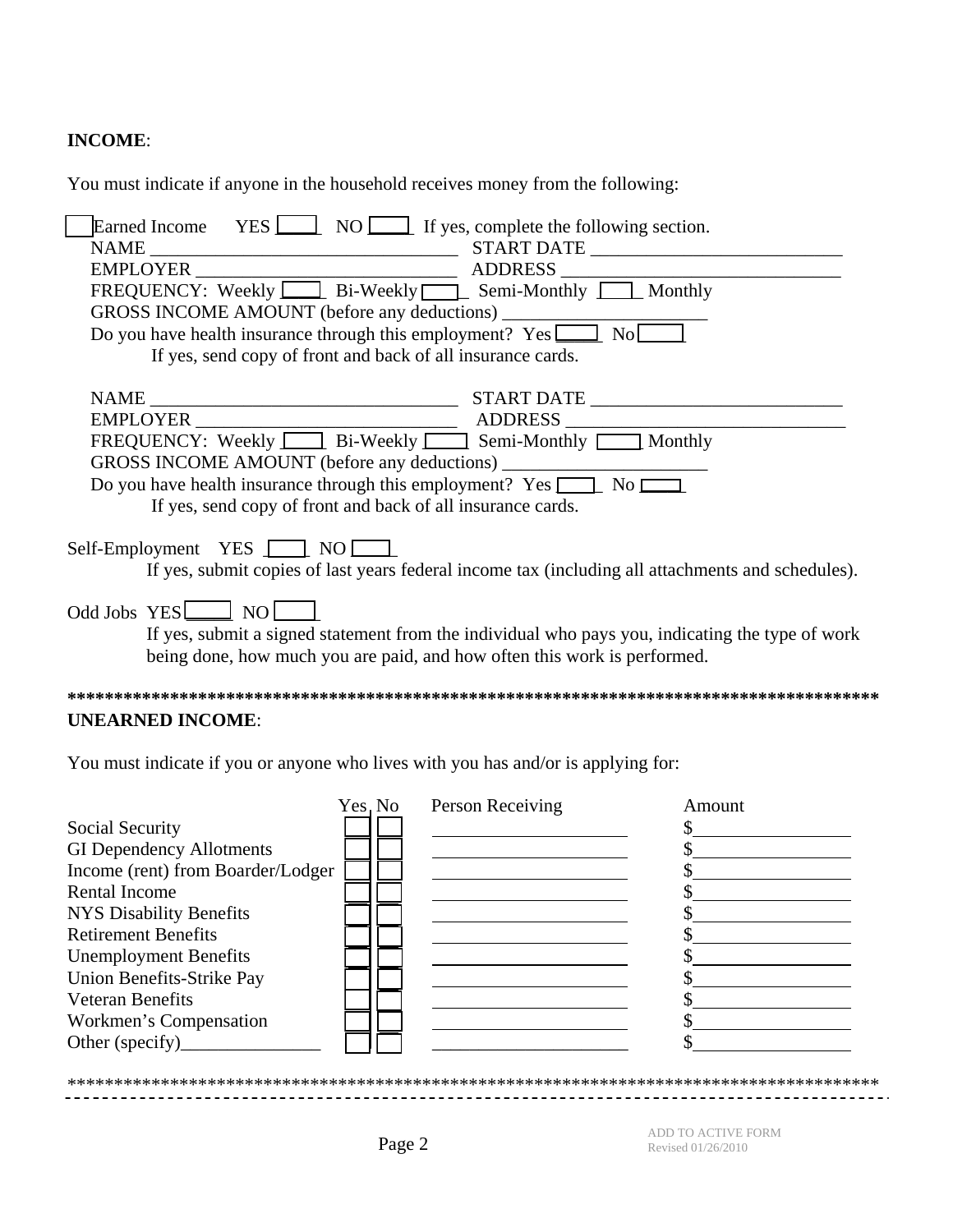**INCOME**:

You must indicate if anyone in the household receives money from the following:

☐ Earned Income YES ☐ NO ☐ If yes, complete the following section.

NAME ______________________________ START DATE ___________________________

EMPLOYER ___________________________ ADDRESS _____________________________

FREQUENCY: Weekly ☐ Bi-Weekly ☐ Semi-Monthly ☐ Monthly

GROSS INCOME AMOUNT (before any deductions) ______________________

Do you have health insurance through this employment? Yes ☐ No ☐

If yes, send copy of front and back of all insurance cards.

NAME ______________________________ START DATE ___________________________

EMPLOYER ___________________________ ADDRESS _____________________________

FREQUENCY: Weekly ☐ Bi-Weekly ☐ Semi-Monthly ☐ Monthly

GROSS INCOME AMOUNT (before any deductions) ______________________

Do you have health insurance through this employment? Yes ☐ No ☐

If yes, send copy of front and back of all insurance cards.

Self-Employment YES ☐ NO ☐

If yes, submit copies of last years federal income tax (including all attachments and schedules).

Odd Jobs YES ☐ NO ☐

If yes, submit a signed statement from the individual who pays you, indicating the type of work being done, how much you are paid, and how often this work is performed.

******************************************************************************************

**UNEARNED INCOME**:

You must indicate if you or anyone who lives with you has and/or is applying for:

| | Yes | No | Person Receiving | Amount |
|---|---|---|---|---|
| Social Security | ☐ | ☐ | | $ |
| GI Dependency Allotments | ☐ | ☐ | | $ |
| Income (rent) from Boarder/Lodger | ☐ | ☐ | | $ |
| Rental Income | ☐ | ☐ | | $ |
| NYS Disability Benefits | ☐ | ☐ | | $ |
| Retirement Benefits | ☐ | ☐ | | $ |
| Unemployment Benefits | ☐ | ☐ | | $ |
| Union Benefits-Strike Pay | ☐ | ☐ | | $ |
| Veteran Benefits | ☐ | ☐ | | $ |
| Workmen's Compensation | ☐ | ☐ | | $ |
| Other (specify)_______________ | ☐ | ☐ | | $ |

******************************************************************************************

ADD TO ACTIVE FORM
Revised 01/26/2010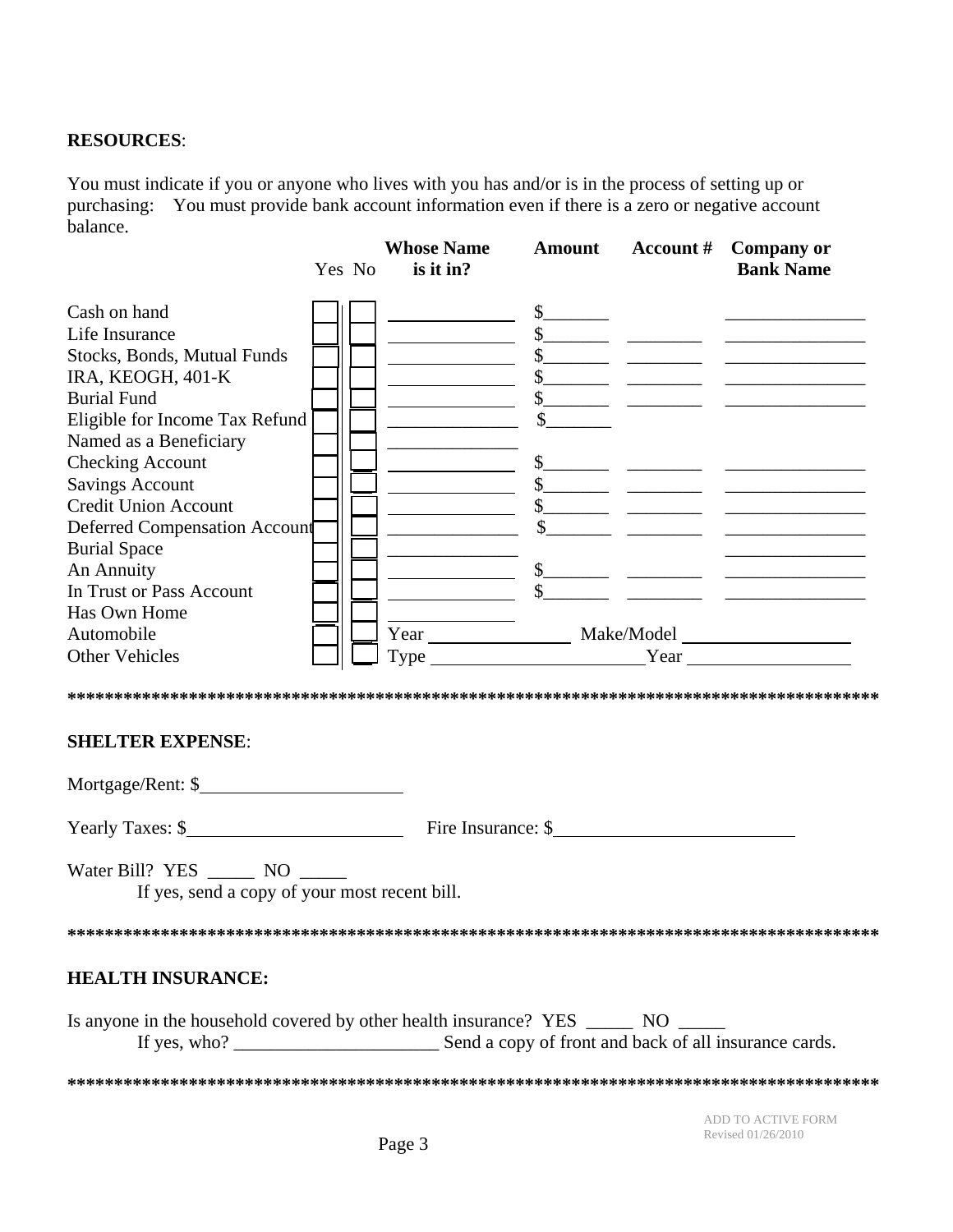**RESOURCES**:

You must indicate if you or anyone who lives with you has and/or is in the process of setting up or purchasing: You must provide bank account information even if there is a zero or negative account balance.

| | Yes | No | Whose Name is it in? | Amount | Account # | Company or Bank Name |
|---|---|---|---|---|---|---|
| Cash on hand | ☐ | ☐ | ________ | $_______ | | ________ |
| Life Insurance | ☐ | ☐ | ________ | $_______ | ________ | ________ |
| Stocks, Bonds, Mutual Funds | ☐ | ☐ | ________ | $_______ | ________ | ________ |
| IRA, KEOGH, 401-K | ☐ | ☐ | ________ | $_______ | ________ | ________ |
| Burial Fund | ☐ | ☐ | ________ | $_______ | ________ | ________ |
| Eligible for Income Tax Refund | ☐ | ☐ | ________ | $_______ | | |
| Named as a Beneficiary | ☐ | ☐ | ________ | | | |
| Checking Account | ☐ | ☐ | ________ | $_______ | ________ | ________ |
| Savings Account | ☐ | ☐ | ________ | $_______ | ________ | ________ |
| Credit Union Account | ☐ | ☐ | ________ | $_______ | ________ | ________ |
| Deferred Compensation Account | ☐ | ☐ | ________ | $_______ | ________ | ________ |
| Burial Space | ☐ | ☐ | ________ | | | ________ |
| An Annuity | ☐ | ☐ | ________ | $_______ | ________ | ________ |
| In Trust or Pass Account | ☐ | ☐ | ________ | $_______ | ________ | ________ |
| Has Own Home | ☐ | ☐ | ________ | | | |
| Automobile | ☐ | ☐ | Year ________ | Make/Model ________ | | |
| Other Vehicles | ☐ | ☐ | Type ________ | Year ________ | | |

*******************************************************************************************

**SHELTER EXPENSE**:

Mortgage/Rent: $____________________

Yearly Taxes: $____________________ Fire Insurance: $____________________

Water Bill? YES _____ NO _____

If yes, send a copy of your most recent bill.

*******************************************************************************************

**HEALTH INSURANCE:**

Is anyone in the household covered by other health insurance? YES _____ NO _____

If yes, who? ______________________ Send a copy of front and back of all insurance cards.

*******************************************************************************************

ADD TO ACTIVE FORM
Revised 01/26/2010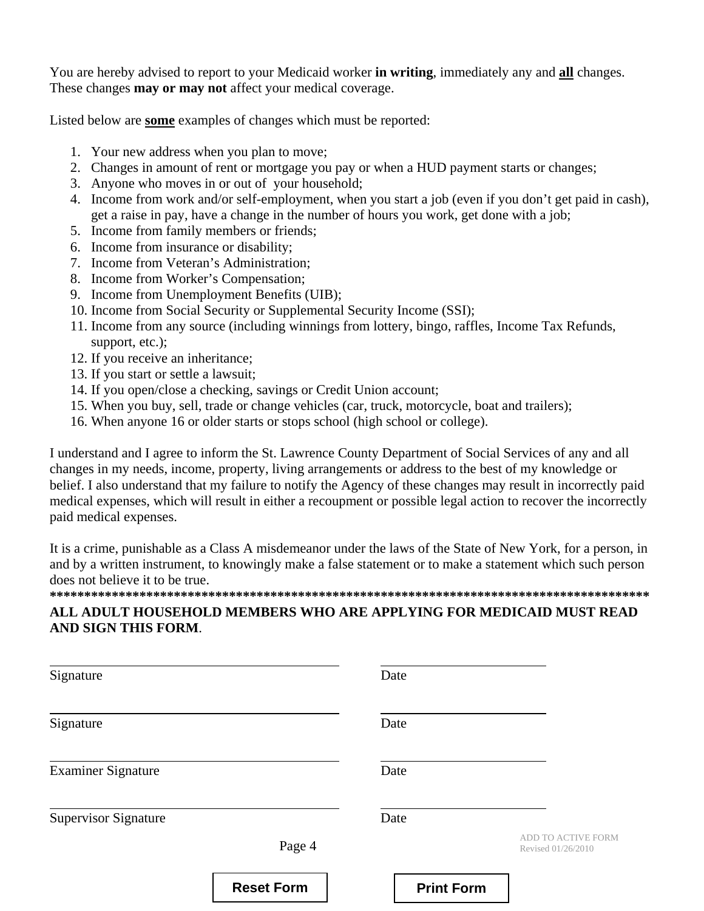You are hereby advised to report to your Medicaid worker **in writing**, immediately any and **<u>all</u>** changes. These changes **may or may not** affect your medical coverage.

Listed below are **<u>some</u>** examples of changes which must be reported:

1. Your new address when you plan to move;
2. Changes in amount of rent or mortgage you pay or when a HUD payment starts or changes;
3. Anyone who moves in or out of your household;
4. Income from work and/or self-employment, when you start a job (even if you don't get paid in cash), get a raise in pay, have a change in the number of hours you work, get done with a job;
5. Income from family members or friends;
6. Income from insurance or disability;
7. Income from Veteran's Administration;
8. Income from Worker's Compensation;
9. Income from Unemployment Benefits (UIB);
10. Income from Social Security or Supplemental Security Income (SSI);
11. Income from any source (including winnings from lottery, bingo, raffles, Income Tax Refunds, support, etc.);
12. If you receive an inheritance;
13. If you start or settle a lawsuit;
14. If you open/close a checking, savings or Credit Union account;
15. When you buy, sell, trade or change vehicles (car, truck, motorcycle, boat and trailers);
16. When anyone 16 or older starts or stops school (high school or college).

I understand and I agree to inform the St. Lawrence County Department of Social Services of any and all changes in my needs, income, property, living arrangements or address to the best of my knowledge or belief. I also understand that my failure to notify the Agency of these changes may result in incorrectly paid medical expenses, which will result in either a recoupment or possible legal action to recover the incorrectly paid medical expenses.

It is a crime, punishable as a Class A misdemeanor under the laws of the State of New York, for a person, in and by a written instrument, to knowingly make a false statement or to make a statement which such person does not believe it to be true.

**********************************************************************************************

**ALL ADULT HOUSEHOLD MEMBERS WHO ARE APPLYING FOR MEDICAID MUST READ AND SIGN THIS FORM**.

| | |
|---|---|
| Signature ______________________ | Date ______________ |
| Signature ______________________ | Date ______________ |
| Examiner Signature ______________________ | Date ______________ |
| Supervisor Signature ______________________ | Date ______________ |

ADD TO ACTIVE FORM
Revised 01/26/2010

Reset Form | Print Form